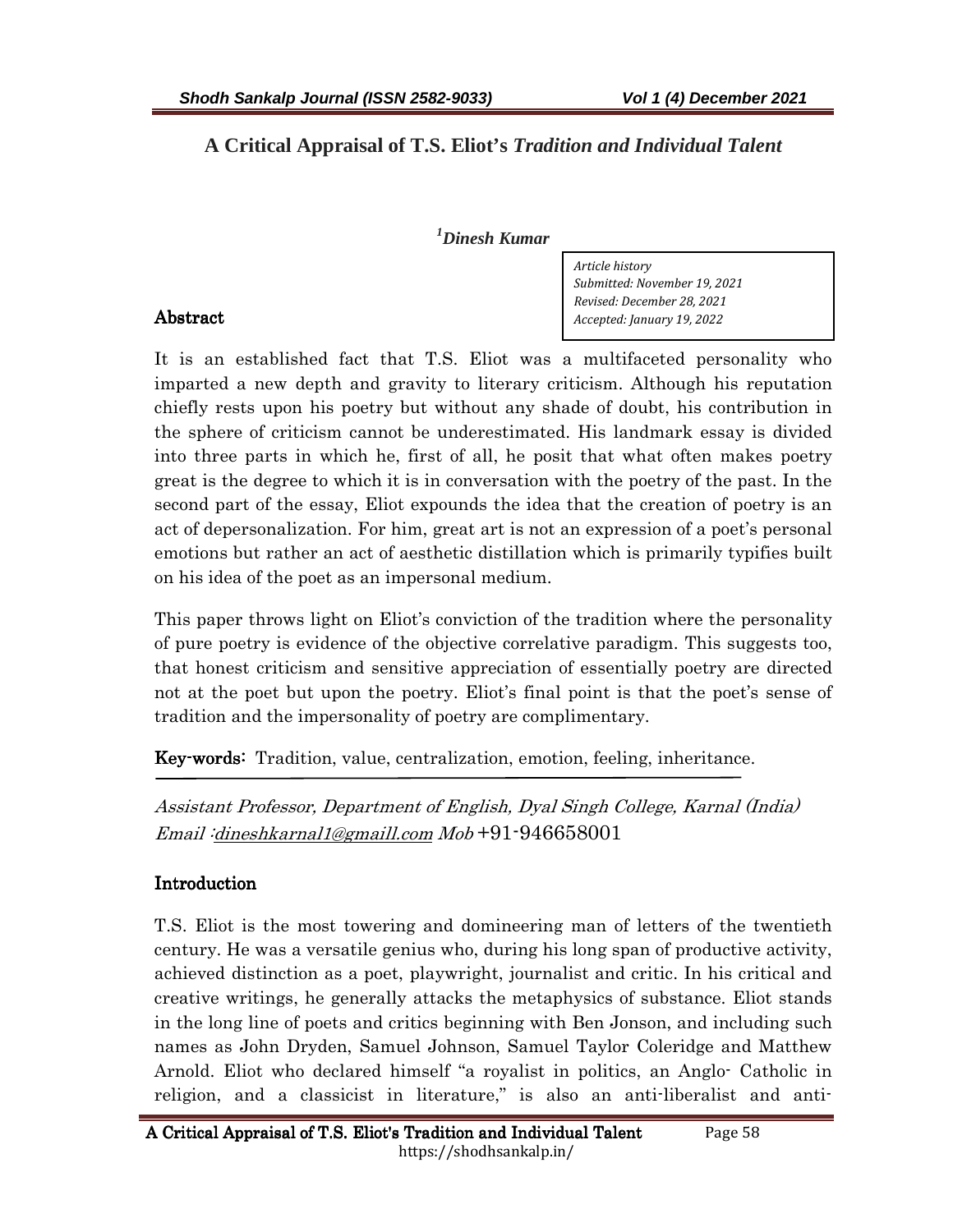# A Critical Appraisal of T.S. Eliot's *Tradition and Individual Talent*

***[1]Dinesh Kumar***

*Article history*
*Submitted: November 19, 2021*
*Revised: December 28, 2021*
*Accepted: January 19, 2022*

## Abstract

It is an established fact that T.S. Eliot was a multifaceted personality who imparted a new depth and gravity to literary criticism. Although his reputation chiefly rests upon his poetry but without any shade of doubt, his contribution in the sphere of criticism cannot be underestimated. His landmark essay is divided into three parts in which he, first of all, he posit that what often makes poetry great is the degree to which it is in conversation with the poetry of the past. In the second part of the essay, Eliot expounds the idea that the creation of poetry is an act of depersonalization. For him, great art is not an expression of a poet's personal emotions but rather an act of aesthetic distillation which is primarily typifies built on his idea of the poet as an impersonal medium.

This paper throws light on Eliot's conviction of the tradition where the personality of pure poetry is evidence of the objective correlative paradigm. This suggests too, that honest criticism and sensitive appreciation of essentially poetry are directed not at the poet but upon the poetry. Eliot's final point is that the poet's sense of tradition and the impersonality of poetry are complimentary.

**Key-words:** Tradition, value, centralization, emotion, feeling, inheritance.

*Assistant Professor, Department of English, Dyal Singh College, Karnal (India)*
*Email :dineshkarnal1@gmaill.com Mob* +91-946658001

## Introduction

T.S. Eliot is the most towering and domineering man of letters of the twentieth century. He was a versatile genius who, during his long span of productive activity, achieved distinction as a poet, playwright, journalist and critic. In his critical and creative writings, he generally attacks the metaphysics of substance. Eliot stands in the long line of poets and critics beginning with Ben Jonson, and including such names as John Dryden, Samuel Johnson, Samuel Taylor Coleridge and Matthew Arnold. Eliot who declared himself "a royalist in politics, an Anglo- Catholic in religion, and a classicist in literature," is also an anti-liberalist and anti-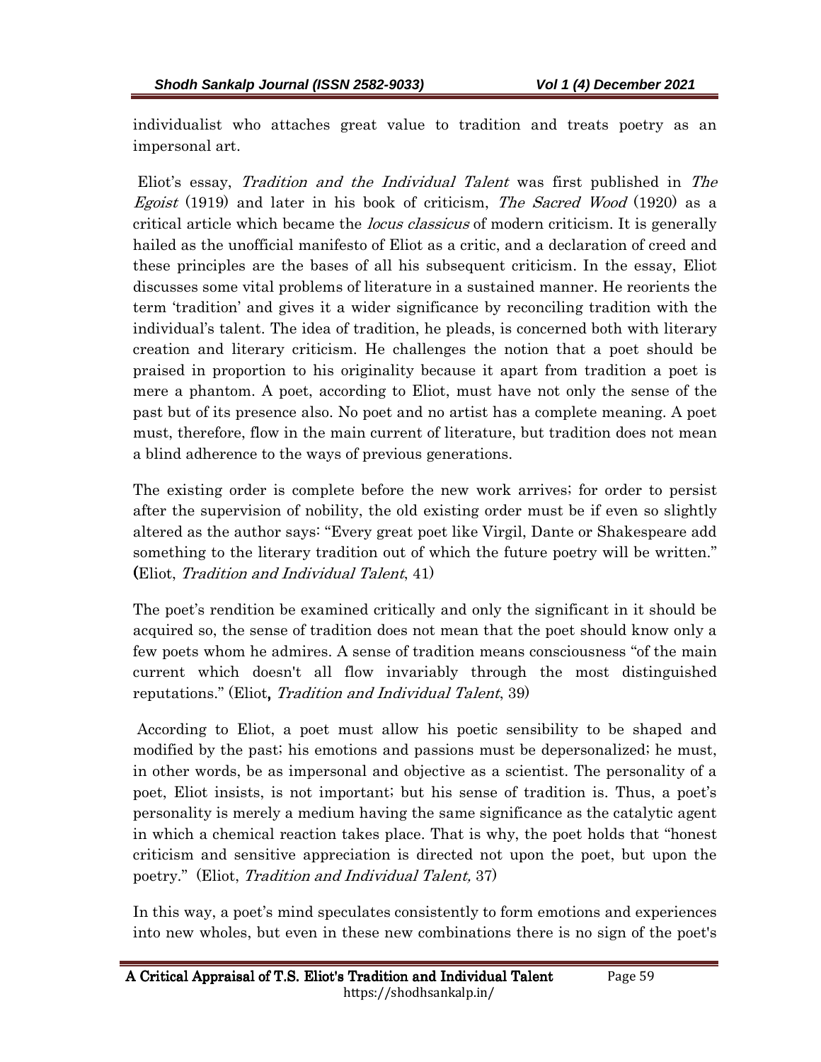individualist who attaches great value to tradition and treats poetry as an impersonal art.

Eliot's essay, *Tradition and the Individual Talent* was first published in *The Egoist* (1919) and later in his book of criticism, *The Sacred Wood* (1920) as a critical article which became the *locus classicus* of modern criticism. It is generally hailed as the unofficial manifesto of Eliot as a critic, and a declaration of creed and these principles are the bases of all his subsequent criticism. In the essay, Eliot discusses some vital problems of literature in a sustained manner. He reorients the term 'tradition' and gives it a wider significance by reconciling tradition with the individual's talent. The idea of tradition, he pleads, is concerned both with literary creation and literary criticism. He challenges the notion that a poet should be praised in proportion to his originality because it apart from tradition a poet is mere a phantom. A poet, according to Eliot, must have not only the sense of the past but of its presence also. No poet and no artist has a complete meaning. A poet must, therefore, flow in the main current of literature, but tradition does not mean a blind adherence to the ways of previous generations.

The existing order is complete before the new work arrives; for order to persist after the supervision of nobility, the old existing order must be if even so slightly altered as the author says: "Every great poet like Virgil, Dante or Shakespeare add something to the literary tradition out of which the future poetry will be written." (Eliot, *Tradition and Individual Talent*, 41)

The poet's rendition be examined critically and only the significant in it should be acquired so, the sense of tradition does not mean that the poet should know only a few poets whom he admires. A sense of tradition means consciousness "of the main current which doesn't all flow invariably through the most distinguished reputations." (Eliot, *Tradition and Individual Talent*, 39)

According to Eliot, a poet must allow his poetic sensibility to be shaped and modified by the past; his emotions and passions must be depersonalized; he must, in other words, be as impersonal and objective as a scientist. The personality of a poet, Eliot insists, is not important; but his sense of tradition is. Thus, a poet's personality is merely a medium having the same significance as the catalytic agent in which a chemical reaction takes place. That is why, the poet holds that "honest criticism and sensitive appreciation is directed not upon the poet, but upon the poetry." (Eliot, *Tradition and Individual Talent,* 37)

In this way, a poet's mind speculates consistently to form emotions and experiences into new wholes, but even in these new combinations there is no sign of the poet's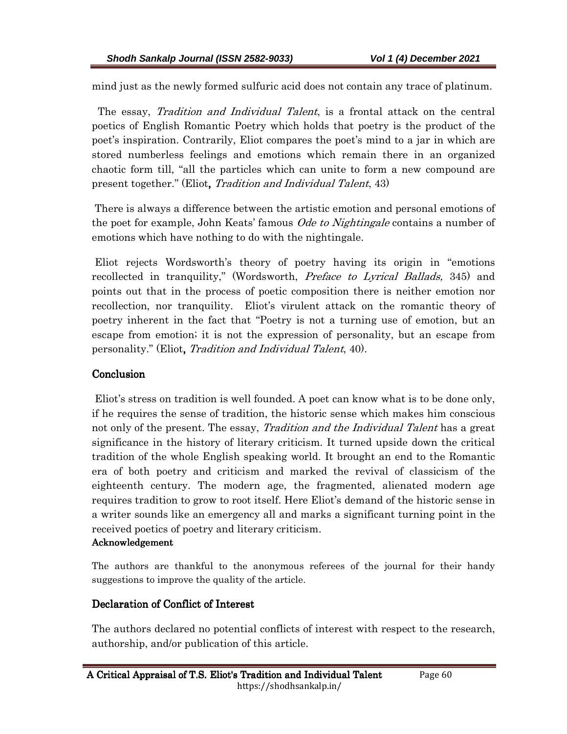mind just as the newly formed sulfuric acid does not contain any trace of platinum.

The essay, *Tradition and Individual Talent*, is a frontal attack on the central poetics of English Romantic Poetry which holds that poetry is the product of the poet's inspiration. Contrarily, Eliot compares the poet's mind to a jar in which are stored numberless feelings and emotions which remain there in an organized chaotic form till, "all the particles which can unite to form a new compound are present together." (Eliot, *Tradition and Individual Talent*, 43)

There is always a difference between the artistic emotion and personal emotions of the poet for example, John Keats' famous *Ode to Nightingale* contains a number of emotions which have nothing to do with the nightingale.

Eliot rejects Wordsworth's theory of poetry having its origin in "emotions recollected in tranquility," (Wordsworth, *Preface to Lyrical Ballads,* 345) and points out that in the process of poetic composition there is neither emotion nor recollection, nor tranquility. Eliot's virulent attack on the romantic theory of poetry inherent in the fact that "Poetry is not a turning use of emotion, but an escape from emotion; it is not the expression of personality, but an escape from personality." (Eliot, *Tradition and Individual Talent*, 40).

## Conclusion

Eliot's stress on tradition is well founded. A poet can know what is to be done only, if he requires the sense of tradition, the historic sense which makes him conscious not only of the present. The essay, *Tradition and the Individual Talent* has a great significance in the history of literary criticism. It turned upside down the critical tradition of the whole English speaking world. It brought an end to the Romantic era of both poetry and criticism and marked the revival of classicism of the eighteenth century. The modern age, the fragmented, alienated modern age requires tradition to grow to root itself. Here Eliot's demand of the historic sense in a writer sounds like an emergency all and marks a significant turning point in the received poetics of poetry and literary criticism.

## Acknowledgement

The authors are thankful to the anonymous referees of the journal for their handy suggestions to improve the quality of the article.

## Declaration of Conflict of Interest

The authors declared no potential conflicts of interest with respect to the research, authorship, and/or publication of this article.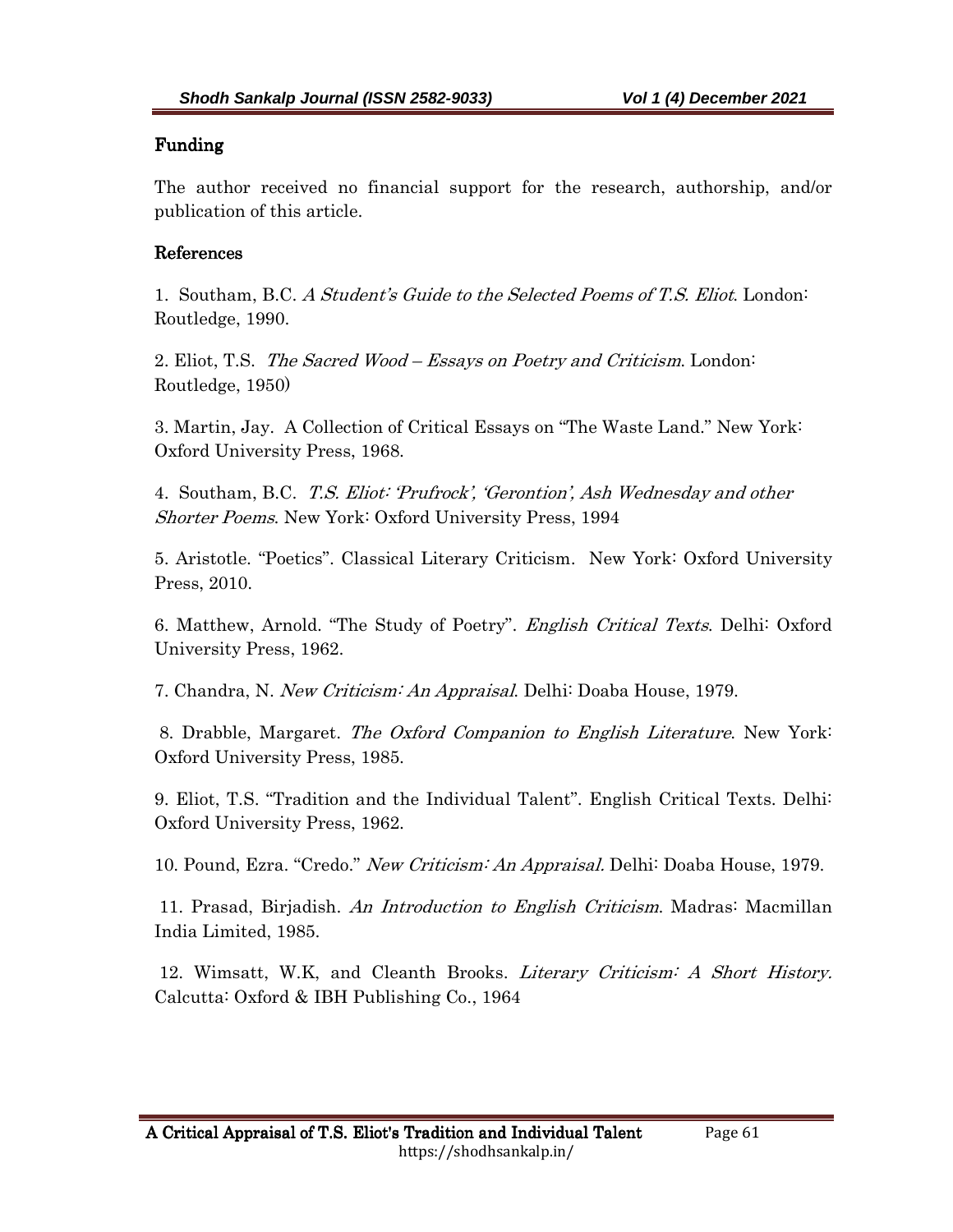## Funding

The author received no financial support for the research, authorship, and/or publication of this article.

## References

1. Southam, B.C. *A Student's Guide to the Selected Poems of T.S. Eliot*. London: Routledge, 1990.

2. Eliot, T.S. *The Sacred Wood – Essays on Poetry and Criticism*. London: Routledge, 1950)

3. Martin, Jay. A Collection of Critical Essays on "The Waste Land." New York: Oxford University Press, 1968.

4. Southam, B.C. *T.S. Eliot: 'Prufrock', 'Gerontion', Ash Wednesday and other Shorter Poems*. New York: Oxford University Press, 1994

5. Aristotle. "Poetics". Classical Literary Criticism. New York: Oxford University Press, 2010.

6. Matthew, Arnold. "The Study of Poetry". *English Critical Texts*. Delhi: Oxford University Press, 1962.

7. Chandra, N. *New Criticism: An Appraisal*. Delhi: Doaba House, 1979.

8. Drabble, Margaret. *The Oxford Companion to English Literature*. New York: Oxford University Press, 1985.

9. Eliot, T.S. "Tradition and the Individual Talent". English Critical Texts. Delhi: Oxford University Press, 1962.

10. Pound, Ezra. "Credo." *New Criticism: An Appraisal.* Delhi: Doaba House, 1979.

11. Prasad, Birjadish. *An Introduction to English Criticism*. Madras: Macmillan India Limited, 1985.

12. Wimsatt, W.K, and Cleanth Brooks. *Literary Criticism: A Short History.* Calcutta: Oxford & IBH Publishing Co., 1964